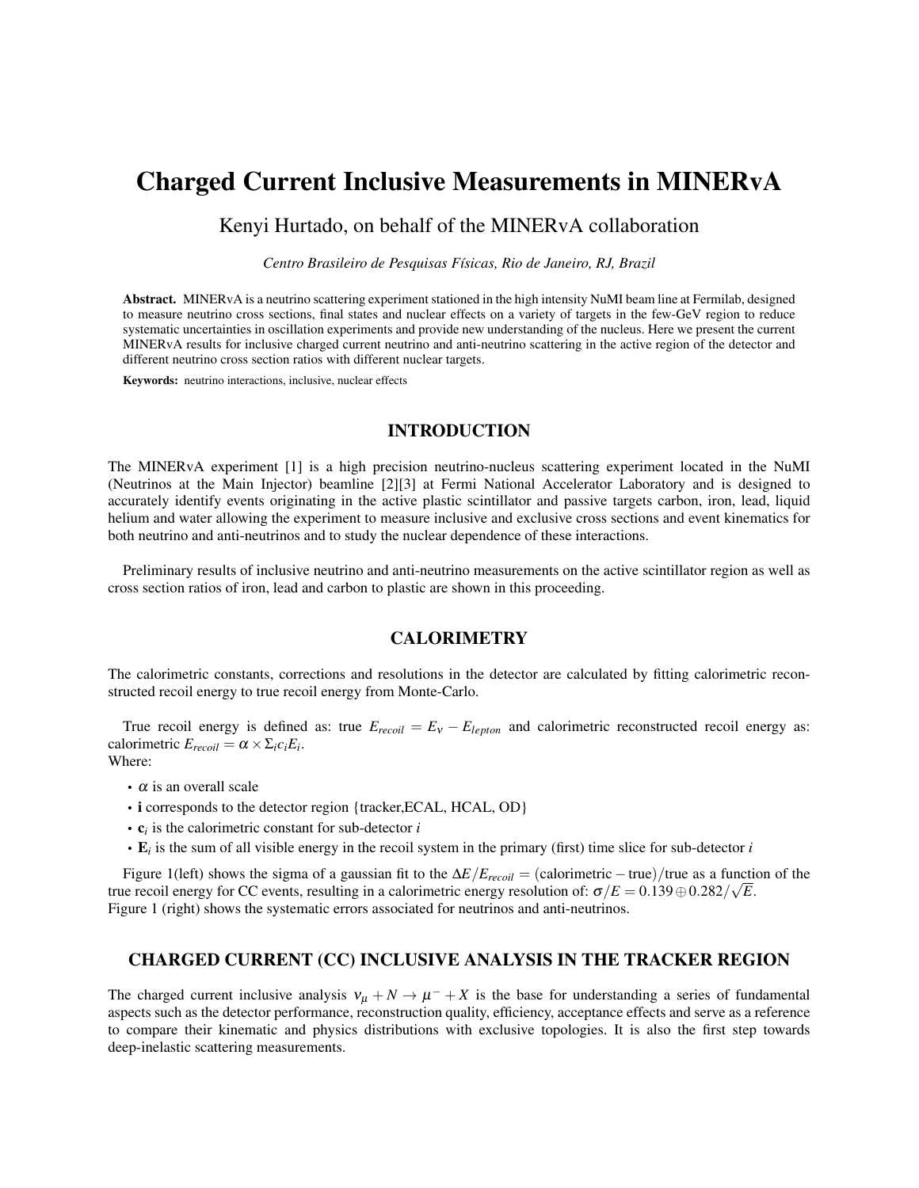# Charged Current Inclusive Measurements in MINERvA

Kenyi Hurtado, on behalf of the MINERvA collaboration

*Centro Brasileiro de Pesquisas Físicas, Rio de Janeiro, RJ, Brazil*

**Abstract.** MINERvA is a neutrino scattering experiment stationed in the high intensity NuMI beam line at Fermilab, designed to measure neutrino cross sections, final states and nuclear effects on a variety of targets in the few-GeV region to reduce systematic uncertainties in oscillation experiments and provide new understanding of the nucleus. Here we present the current MINERvA results for inclusive charged current neutrino and anti-neutrino scattering in the active region of the detector and different neutrino cross section ratios with different nuclear targets.

**Keywords:** neutrino interactions, inclusive, nuclear effects

## INTRODUCTION

The MINERvA experiment [1] is a high precision neutrino-nucleus scattering experiment located in the NuMI (Neutrinos at the Main Injector) beamline [2][3] at Fermi National Accelerator Laboratory and is designed to accurately identify events originating in the active plastic scintillator and passive targets carbon, iron, lead, liquid helium and water allowing the experiment to measure inclusive and exclusive cross sections and event kinematics for both neutrino and anti-neutrinos and to study the nuclear dependence of these interactions.

Preliminary results of inclusive neutrino and anti-neutrino measurements on the active scintillator region as well as cross section ratios of iron, lead and carbon to plastic are shown in this proceeding.

## CALORIMETRY

The calorimetric constants, corrections and resolutions in the detector are calculated by fitting calorimetric reconstructed recoil energy to true recoil energy from Monte-Carlo.

True recoil energy is defined as: true $E_{recoil} = E_{\nu} - E_{lepton}$ and calorimetric reconstructed recoil energy as: calorimetric $E_{recoil} = \alpha \times \Sigma_i c_i E_i$.
Where:

- $\alpha$ is an overall scale
- **i** corresponds to the detector region {tracker,ECAL, HCAL, OD}
- $\mathbf{c}_i$ is the calorimetric constant for sub-detector $i$
- $\mathbf{E}_i$ is the sum of all visible energy in the recoil system in the primary (first) time slice for sub-detector $i$

Figure 1(left) shows the sigma of a gaussian fit to the $\Delta E/E_{recoil} = (\text{calorimetric} - \text{true})/\text{true}$ as a function of the true recoil energy for CC events, resulting in a calorimetric energy resolution of: $\sigma/E = 0.139 \oplus 0.282/\sqrt{E}$.
Figure 1 (right) shows the systematic errors associated for neutrinos and anti-neutrinos.

## CHARGED CURRENT (CC) INCLUSIVE ANALYSIS IN THE TRACKER REGION

The charged current inclusive analysis $\nu_{\mu} + N \rightarrow \mu^{-} + X$ is the base for understanding a series of fundamental aspects such as the detector performance, reconstruction quality, efficiency, acceptance effects and serve as a reference to compare their kinematic and physics distributions with exclusive topologies. It is also the first step towards deep-inelastic scattering measurements.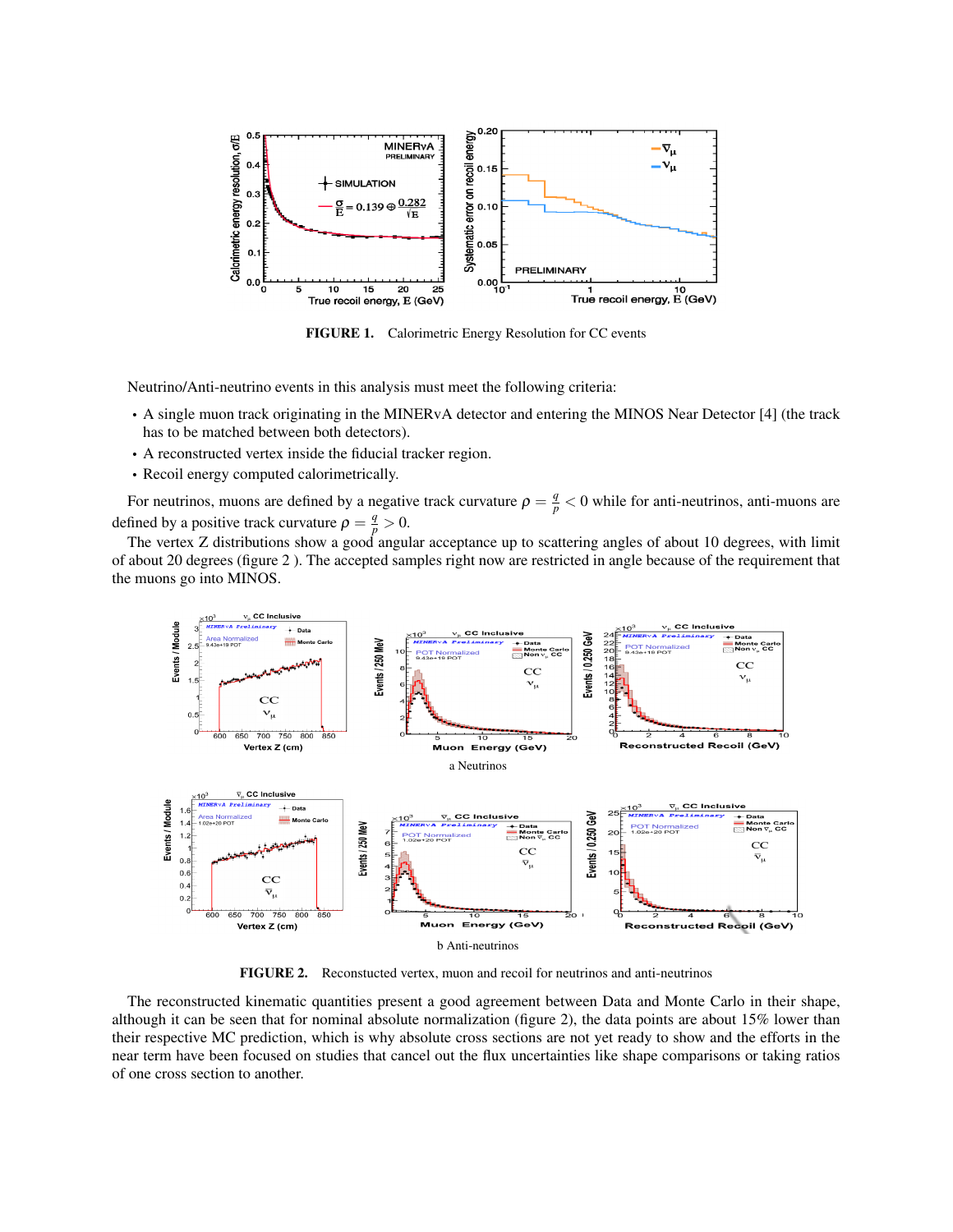**FIGURE 1.** Calorimetric Energy Resolution for CC events

Neutrino/Anti-neutrino events in this analysis must meet the following criteria:

- A single muon track originating in the MINERvA detector and entering the MINOS Near Detector [4] (the track has to be matched between both detectors).
- A reconstructed vertex inside the fiducial tracker region.
- Recoil energy computed calorimetrically.

For neutrinos, muons are defined by a negative track curvature $\rho = \frac{q}{p} < 0$ while for anti-neutrinos, anti-muons are defined by a positive track curvature $\rho = \frac{q}{p} > 0$.

The vertex Z distributions show a good angular acceptance up to scattering angles of about 10 degrees, with limit of about 20 degrees (figure 2 ). The accepted samples right now are restricted in angle because of the requirement that the muons go into MINOS.

a Neutrinos

b Anti-neutrinos

**FIGURE 2.** Reconstucted vertex, muon and recoil for neutrinos and anti-neutrinos

The reconstructed kinematic quantities present a good agreement between Data and Monte Carlo in their shape, although it can be seen that for nominal absolute normalization (figure 2), the data points are about 15% lower than their respective MC prediction, which is why absolute cross sections are not yet ready to show and the efforts in the near term have been focused on studies that cancel out the flux uncertainties like shape comparisons or taking ratios of one cross section to another.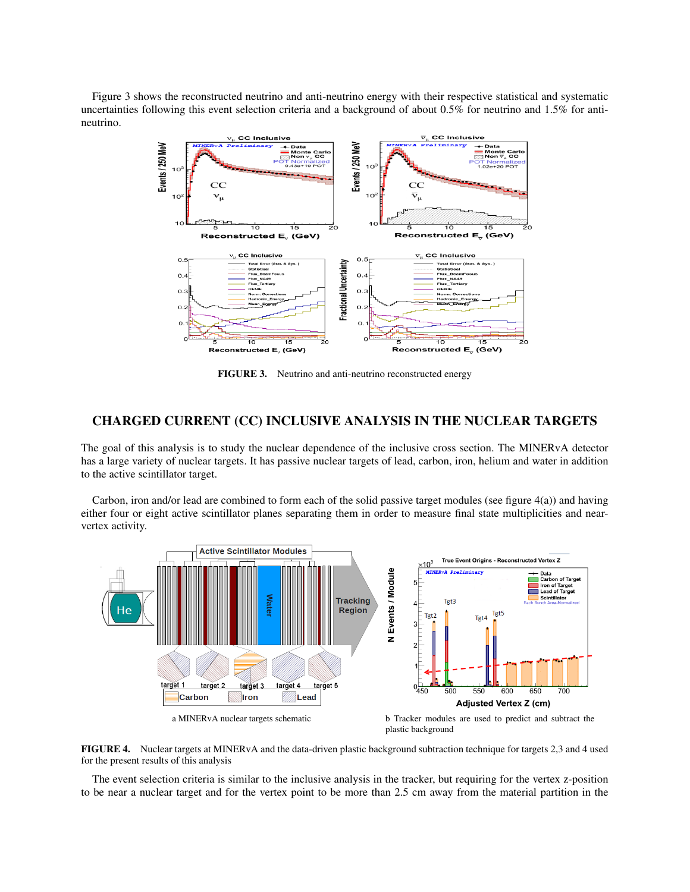Figure 3 shows the reconstructed neutrino and anti-neutrino energy with their respective statistical and systematic uncertainties following this event selection criteria and a background of about 0.5% for neutrino and 1.5% for anti-neutrino.

**FIGURE 3.** Neutrino and anti-neutrino reconstructed energy

## CHARGED CURRENT (CC) INCLUSIVE ANALYSIS IN THE NUCLEAR TARGETS

The goal of this analysis is to study the nuclear dependence of the inclusive cross section. The MINERvA detector has a large variety of nuclear targets. It has passive nuclear targets of lead, carbon, iron, helium and water in addition to the active scintillator target.

Carbon, iron and/or lead are combined to form each of the solid passive target modules (see figure 4(a)) and having either four or eight active scintillator planes separating them in order to measure final state multiplicities and near-vertex activity.

a MINERvA nuclear targets schematic

b Tracker modules are used to predict and subtract the plastic background

**FIGURE 4.** Nuclear targets at MINERvA and the data-driven plastic background subtraction technique for targets 2,3 and 4 used for the present results of this analysis

The event selection criteria is similar to the inclusive analysis in the tracker, but requiring for the vertex z-position to be near a nuclear target and for the vertex point to be more than 2.5 cm away from the material partition in the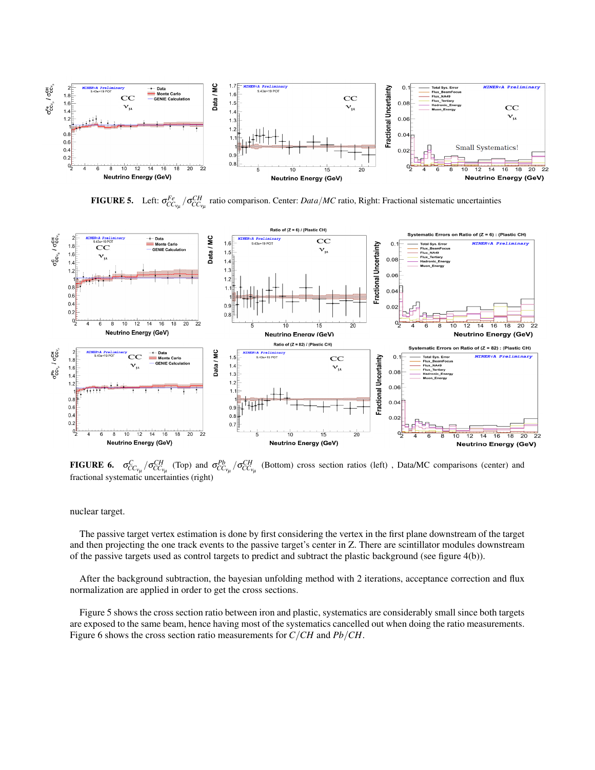**FIGURE 5.** Left: $\sigma^{Fe}_{CC_{\nu_\mu}}/\sigma^{CH}_{CC_{\nu_\mu}}$ ratio comparison. Center: $Data/MC$ ratio, Right: Fractional sistematic uncertainties

**FIGURE 6.** $\sigma^{C}_{CC_{\nu_\mu}}/\sigma^{CH}_{CC_{\nu_\mu}}$ (Top) and $\sigma^{Pb}_{CC_{\nu_\mu}}/\sigma^{CH}_{CC_{\nu_\mu}}$ (Bottom) cross section ratios (left) , Data/MC comparisons (center) and fractional systematic uncertainties (right)

nuclear target.

The passive target vertex estimation is done by first considering the vertex in the first plane downstream of the target and then projecting the one track events to the passive target's center in Z. There are scintillator modules downstream of the passive targets used as control targets to predict and subtract the plastic background (see figure 4(b)).

After the background subtraction, the bayesian unfolding method with 2 iterations, acceptance correction and flux normalization are applied in order to get the cross sections.

Figure 5 shows the cross section ratio between iron and plastic, systematics are considerably small since both targets are exposed to the same beam, hence having most of the systematics cancelled out when doing the ratio measurements. Figure 6 shows the cross section ratio measurements for $C/CH$ and $Pb/CH$.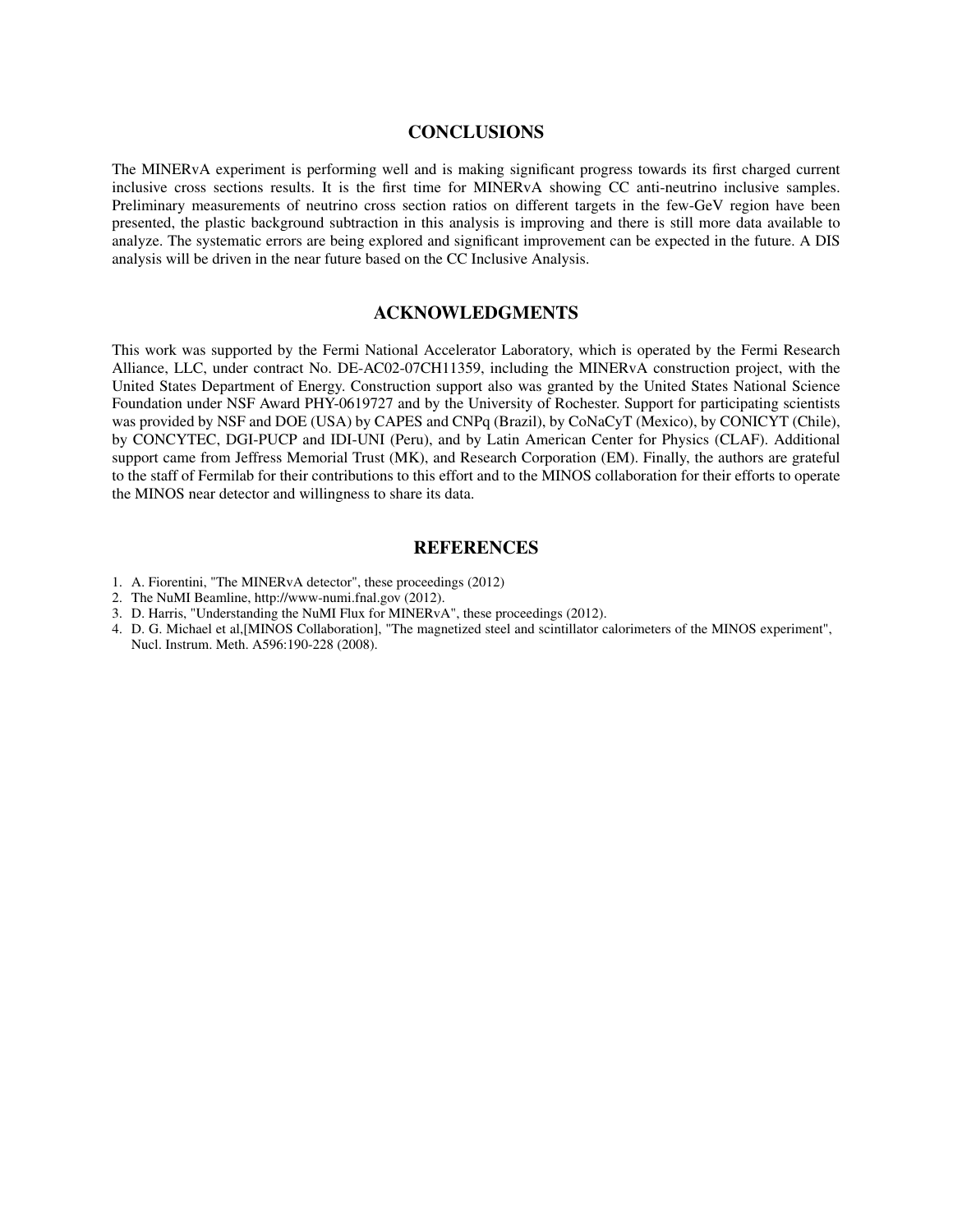## CONCLUSIONS

The MINERvA experiment is performing well and is making significant progress towards its first charged current inclusive cross sections results. It is the first time for MINERvA showing CC anti-neutrino inclusive samples. Preliminary measurements of neutrino cross section ratios on different targets in the few-GeV region have been presented, the plastic background subtraction in this analysis is improving and there is still more data available to analyze. The systematic errors are being explored and significant improvement can be expected in the future. A DIS analysis will be driven in the near future based on the CC Inclusive Analysis.

## ACKNOWLEDGMENTS

This work was supported by the Fermi National Accelerator Laboratory, which is operated by the Fermi Research Alliance, LLC, under contract No. DE-AC02-07CH11359, including the MINERvA construction project, with the United States Department of Energy. Construction support also was granted by the United States National Science Foundation under NSF Award PHY-0619727 and by the University of Rochester. Support for participating scientists was provided by NSF and DOE (USA) by CAPES and CNPq (Brazil), by CoNaCyT (Mexico), by CONICYT (Chile), by CONCYTEC, DGI-PUCP and IDI-UNI (Peru), and by Latin American Center for Physics (CLAF). Additional support came from Jeffress Memorial Trust (MK), and Research Corporation (EM). Finally, the authors are grateful to the staff of Fermilab for their contributions to this effort and to the MINOS collaboration for their efforts to operate the MINOS near detector and willingness to share its data.

## REFERENCES

1. A. Fiorentini, "The MINERvA detector", these proceedings (2012)
2. The NuMI Beamline, http://www-numi.fnal.gov (2012).
3. D. Harris, "Understanding the NuMI Flux for MINERvA", these proceedings (2012).
4. D. G. Michael et al,[MINOS Collaboration], "The magnetized steel and scintillator calorimeters of the MINOS experiment", Nucl. Instrum. Meth. A596:190-228 (2008).